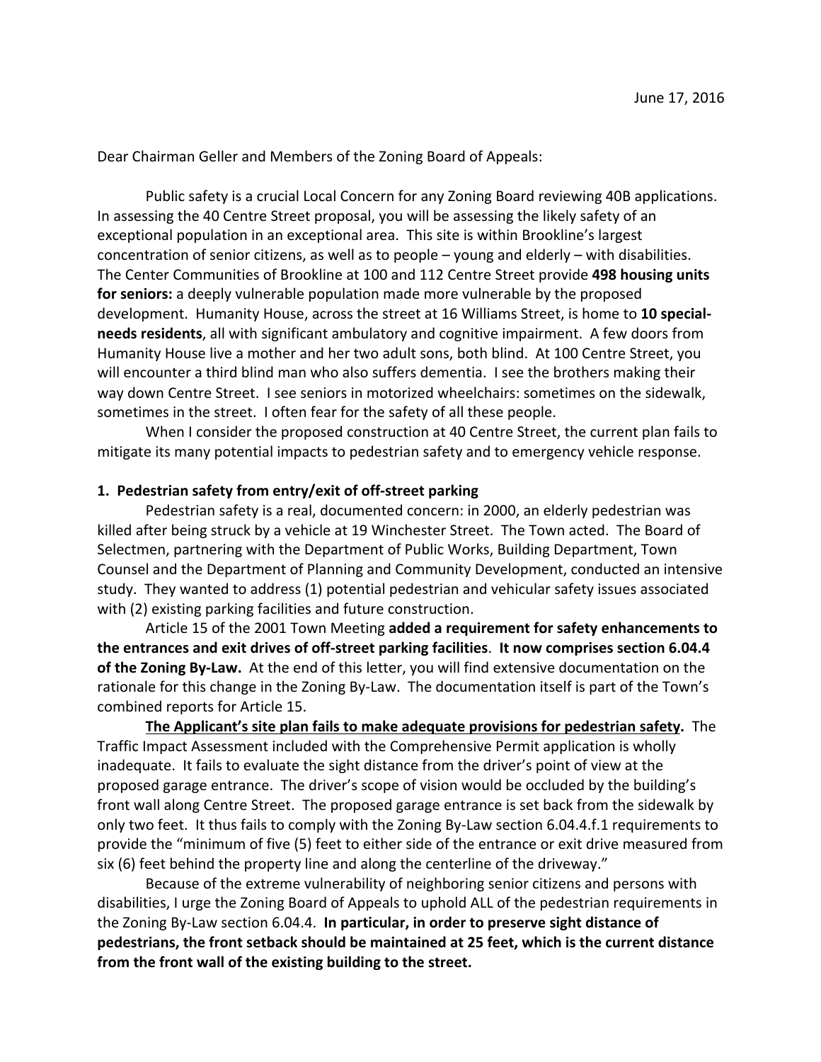June 17, 2016

Dear Chairman Geller and Members of the Zoning Board of Appeals:

Public safety is a crucial Local Concern for any Zoning Board reviewing 40B applications. In assessing the 40 Centre Street proposal, you will be assessing the likely safety of an exceptional population in an exceptional area. This site is within Brookline's largest concentration of senior citizens, as well as to people – young and elderly – with disabilities. The Center Communities of Brookline at 100 and 112 Centre Street provide **498 housing units for seniors:** a deeply vulnerable population made more vulnerable by the proposed development. Humanity House, across the street at 16 Williams Street, is home to **10 special-needs residents**, all with significant ambulatory and cognitive impairment. A few doors from Humanity House live a mother and her two adult sons, both blind. At 100 Centre Street, you will encounter a third blind man who also suffers dementia. I see the brothers making their way down Centre Street. I see seniors in motorized wheelchairs: sometimes on the sidewalk, sometimes in the street. I often fear for the safety of all these people.

When I consider the proposed construction at 40 Centre Street, the current plan fails to mitigate its many potential impacts to pedestrian safety and to emergency vehicle response.

**1. Pedestrian safety from entry/exit of off-street parking**

Pedestrian safety is a real, documented concern: in 2000, an elderly pedestrian was killed after being struck by a vehicle at 19 Winchester Street. The Town acted. The Board of Selectmen, partnering with the Department of Public Works, Building Department, Town Counsel and the Department of Planning and Community Development, conducted an intensive study. They wanted to address (1) potential pedestrian and vehicular safety issues associated with (2) existing parking facilities and future construction.

Article 15 of the 2001 Town Meeting **added a requirement for safety enhancements to the entrances and exit drives of off-street parking facilities**. **It now comprises section 6.04.4 of the Zoning By-Law.** At the end of this letter, you will find extensive documentation on the rationale for this change in the Zoning By-Law. The documentation itself is part of the Town's combined reports for Article 15.

**<u>The Applicant's site plan fails to make adequate provisions for pedestrian safety.</u>** The Traffic Impact Assessment included with the Comprehensive Permit application is wholly inadequate. It fails to evaluate the sight distance from the driver's point of view at the proposed garage entrance. The driver's scope of vision would be occluded by the building's front wall along Centre Street. The proposed garage entrance is set back from the sidewalk by only two feet. It thus fails to comply with the Zoning By-Law section 6.04.4.f.1 requirements to provide the "minimum of five (5) feet to either side of the entrance or exit drive measured from six (6) feet behind the property line and along the centerline of the driveway."

Because of the extreme vulnerability of neighboring senior citizens and persons with disabilities, I urge the Zoning Board of Appeals to uphold ALL of the pedestrian requirements in the Zoning By-Law section 6.04.4. **In particular, in order to preserve sight distance of pedestrians, the front setback should be maintained at 25 feet, which is the current distance from the front wall of the existing building to the street.**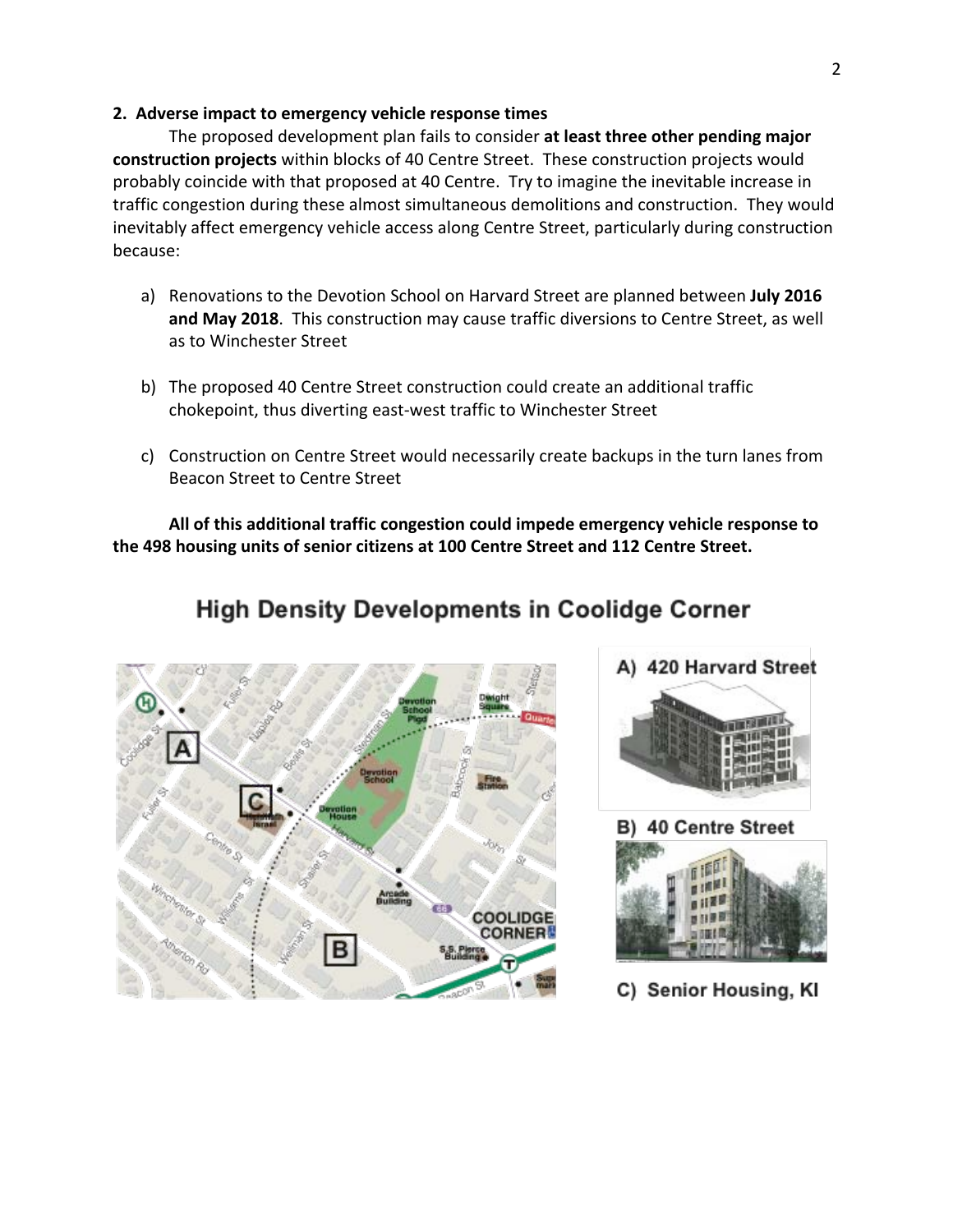## 2. Adverse impact to emergency vehicle response times

The proposed development plan fails to consider **at least three other pending major construction projects** within blocks of 40 Centre Street. These construction projects would probably coincide with that proposed at 40 Centre. Try to imagine the inevitable increase in traffic congestion during these almost simultaneous demolitions and construction. They would inevitably affect emergency vehicle access along Centre Street, particularly during construction because:

a) Renovations to the Devotion School on Harvard Street are planned between **July 2016 and May 2018**. This construction may cause traffic diversions to Centre Street, as well as to Winchester Street

b) The proposed 40 Centre Street construction could create an additional traffic chokepoint, thus diverting east-west traffic to Winchester Street

c) Construction on Centre Street would necessarily create backups in the turn lanes from Beacon Street to Centre Street

**All of this additional traffic congestion could impede emergency vehicle response to the 498 housing units of senior citizens at 100 Centre Street and 112 Centre Street.**

### High Density Developments in Coolidge Corner

A) 420 Harvard Street

B) 40 Centre Street

C) Senior Housing, KI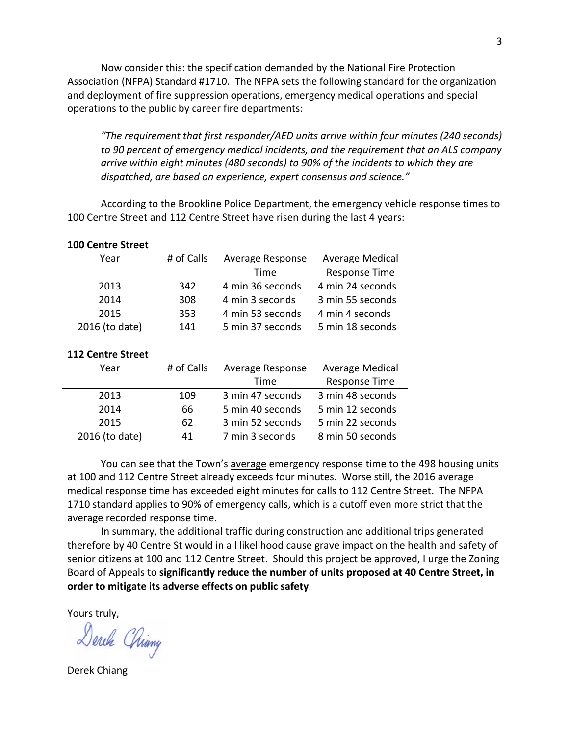Now consider this: the specification demanded by the National Fire Protection Association (NFPA) Standard #1710. The NFPA sets the following standard for the organization and deployment of fire suppression operations, emergency medical operations and special operations to the public by career fire departments:

> *"The requirement that first responder/AED units arrive within four minutes (240 seconds) to 90 percent of emergency medical incidents, and the requirement that an ALS company arrive within eight minutes (480 seconds) to 90% of the incidents to which they are dispatched, are based on experience, expert consensus and science."*

According to the Brookline Police Department, the emergency vehicle response times to 100 Centre Street and 112 Centre Street have risen during the last 4 years:

**100 Centre Street**

| Year | # of Calls | Average Response Time | Average Medical Response Time |
|---|---|---|---|
| 2013 | 342 | 4 min 36 seconds | 4 min 24 seconds |
| 2014 | 308 | 4 min 3 seconds | 3 min 55 seconds |
| 2015 | 353 | 4 min 53 seconds | 4 min 4 seconds |
| 2016 (to date) | 141 | 5 min 37 seconds | 5 min 18 seconds |

**112 Centre Street**

| Year | # of Calls | Average Response Time | Average Medical Response Time |
|---|---|---|---|
| 2013 | 109 | 3 min 47 seconds | 3 min 48 seconds |
| 2014 | 66 | 5 min 40 seconds | 5 min 12 seconds |
| 2015 | 62 | 3 min 52 seconds | 5 min 22 seconds |
| 2016 (to date) | 41 | 7 min 3 seconds | 8 min 50 seconds |

You can see that the Town's <u>average</u> emergency response time to the 498 housing units at 100 and 112 Centre Street already exceeds four minutes. Worse still, the 2016 average medical response time has exceeded eight minutes for calls to 112 Centre Street. The NFPA 1710 standard applies to 90% of emergency calls, which is a cutoff even more strict that the average recorded response time.

In summary, the additional traffic during construction and additional trips generated therefore by 40 Centre St would in all likelihood cause grave impact on the health and safety of senior citizens at 100 and 112 Centre Street. Should this project be approved, I urge the Zoning Board of Appeals to **significantly reduce the number of units proposed at 40 Centre Street, in order to mitigate its adverse effects on public safety**.

Yours truly,

Derek Chiang

Derek Chiang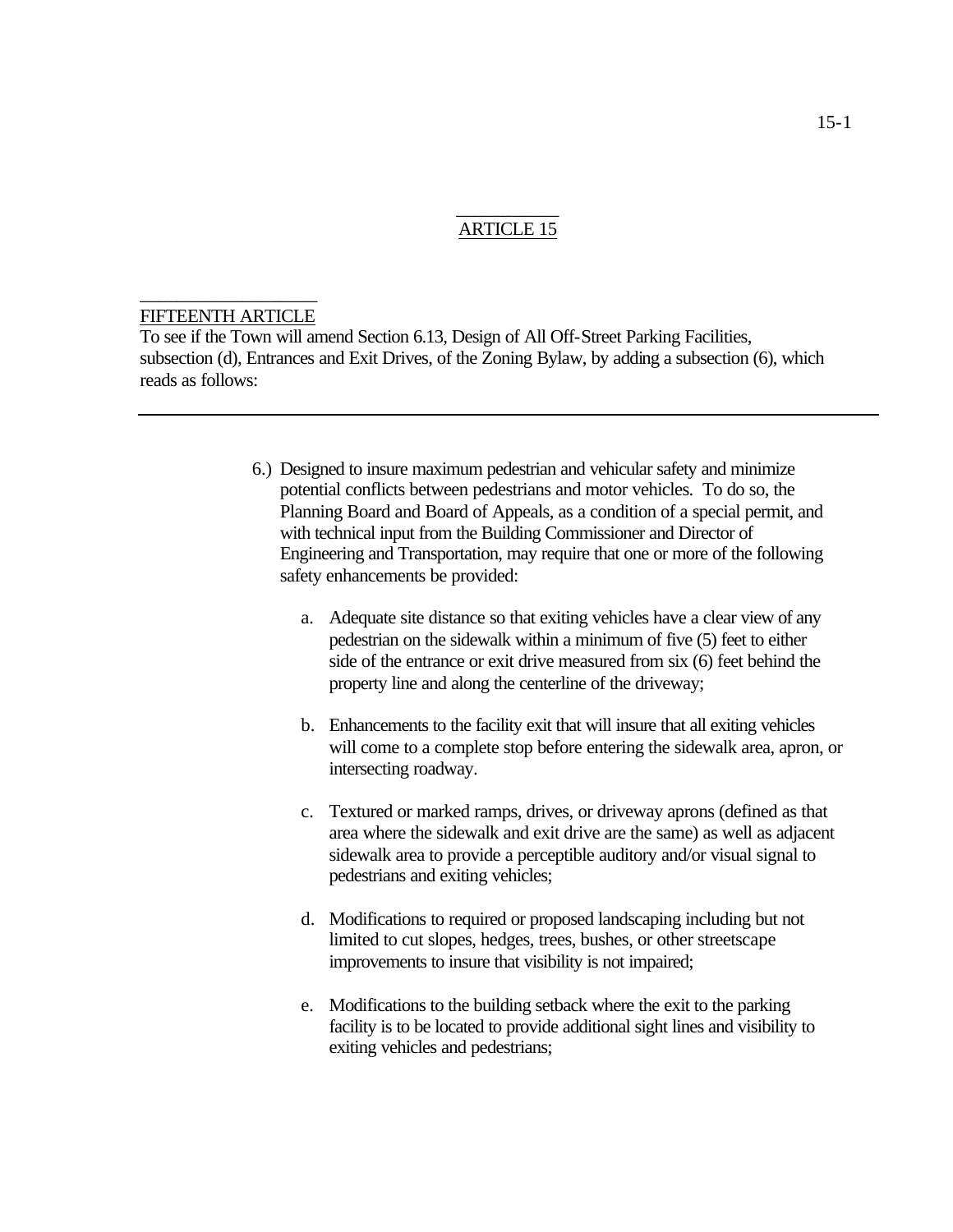## ARTICLE 15

FIFTEENTH ARTICLE

To see if the Town will amend Section 6.13, Design of All Off-Street Parking Facilities, subsection (d), Entrances and Exit Drives, of the Zoning Bylaw, by adding a subsection (6), which reads as follows:

---

6.) Designed to insure maximum pedestrian and vehicular safety and minimize potential conflicts between pedestrians and motor vehicles. To do so, the Planning Board and Board of Appeals, as a condition of a special permit, and with technical input from the Building Commissioner and Director of Engineering and Transportation, may require that one or more of the following safety enhancements be provided:

   a. Adequate site distance so that exiting vehicles have a clear view of any pedestrian on the sidewalk within a minimum of five (5) feet to either side of the entrance or exit drive measured from six (6) feet behind the property line and along the centerline of the driveway;

   b. Enhancements to the facility exit that will insure that all exiting vehicles will come to a complete stop before entering the sidewalk area, apron, or intersecting roadway.

   c. Textured or marked ramps, drives, or driveway aprons (defined as that area where the sidewalk and exit drive are the same) as well as adjacent sidewalk area to provide a perceptible auditory and/or visual signal to pedestrians and exiting vehicles;

   d. Modifications to required or proposed landscaping including but not limited to cut slopes, hedges, trees, bushes, or other streetscape improvements to insure that visibility is not impaired;

   e. Modifications to the building setback where the exit to the parking facility is to be located to provide additional sight lines and visibility to exiting vehicles and pedestrians;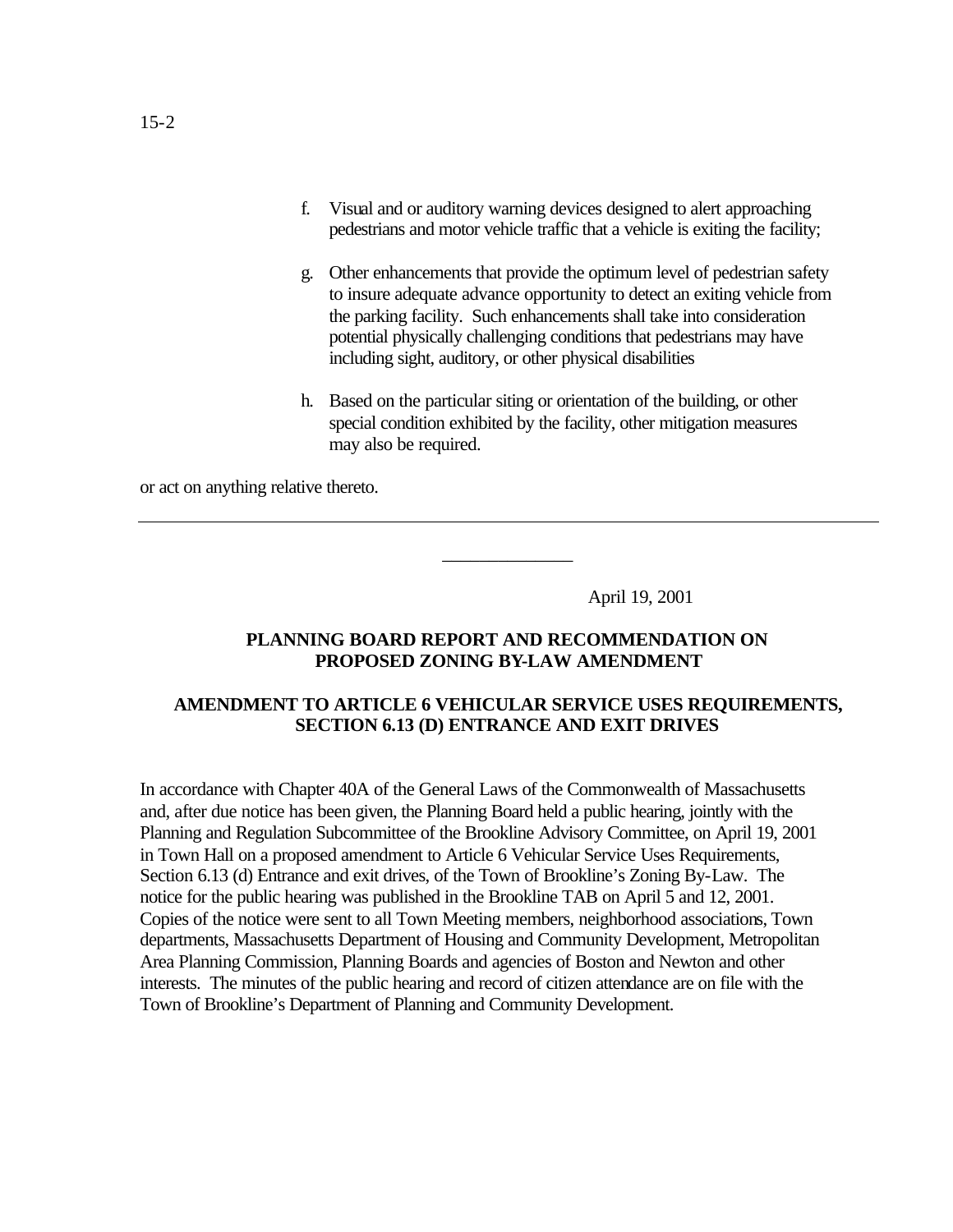f. Visual and or auditory warning devices designed to alert approaching pedestrians and motor vehicle traffic that a vehicle is exiting the facility;

g. Other enhancements that provide the optimum level of pedestrian safety to insure adequate advance opportunity to detect an exiting vehicle from the parking facility. Such enhancements shall take into consideration potential physically challenging conditions that pedestrians may have including sight, auditory, or other physical disabilities

h. Based on the particular siting or orientation of the building, or other special condition exhibited by the facility, other mitigation measures may also be required.

or act on anything relative thereto.

---

April 19, 2001

**PLANNING BOARD REPORT AND RECOMMENDATION ON PROPOSED ZONING BY-LAW AMENDMENT**

**AMENDMENT TO ARTICLE 6 VEHICULAR SERVICE USES REQUIREMENTS, SECTION 6.13 (D) ENTRANCE AND EXIT DRIVES**

In accordance with Chapter 40A of the General Laws of the Commonwealth of Massachusetts and, after due notice has been given, the Planning Board held a public hearing, jointly with the Planning and Regulation Subcommittee of the Brookline Advisory Committee, on April 19, 2001 in Town Hall on a proposed amendment to Article 6 Vehicular Service Uses Requirements, Section 6.13 (d) Entrance and exit drives, of the Town of Brookline's Zoning By-Law. The notice for the public hearing was published in the Brookline TAB on April 5 and 12, 2001. Copies of the notice were sent to all Town Meeting members, neighborhood associations, Town departments, Massachusetts Department of Housing and Community Development, Metropolitan Area Planning Commission, Planning Boards and agencies of Boston and Newton and other interests. The minutes of the public hearing and record of citizen attendance are on file with the Town of Brookline's Department of Planning and Community Development.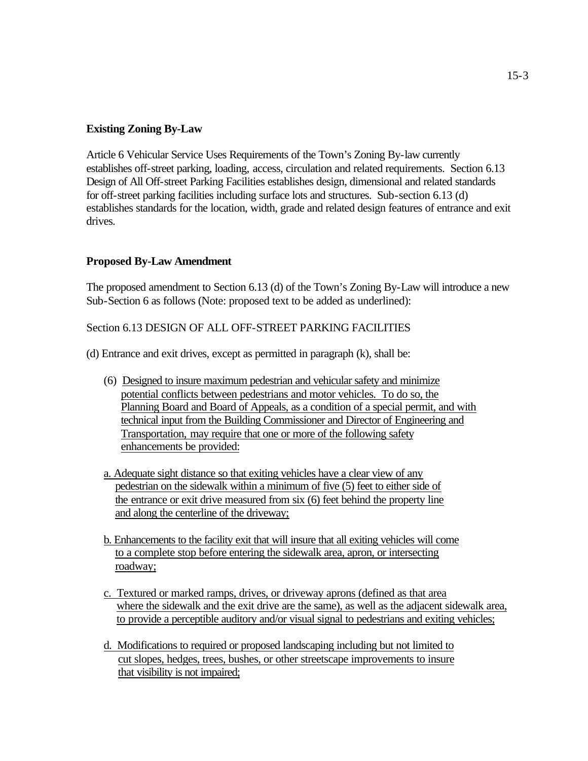**Existing Zoning By-Law**

Article 6 Vehicular Service Uses Requirements of the Town's Zoning By-law currently establishes off-street parking, loading, access, circulation and related requirements. Section 6.13 Design of All Off-street Parking Facilities establishes design, dimensional and related standards for off-street parking facilities including surface lots and structures. Sub-section 6.13 (d) establishes standards for the location, width, grade and related design features of entrance and exit drives.

**Proposed By-Law Amendment**

The proposed amendment to Section 6.13 (d) of the Town's Zoning By-Law will introduce a new Sub-Section 6 as follows (Note: proposed text to be added as underlined):

Section 6.13 DESIGN OF ALL OFF-STREET PARKING FACILITIES

(d) Entrance and exit drives, except as permitted in paragraph (k), shall be:

(6) <u>Designed to insure maximum pedestrian and vehicular safety and minimize potential conflicts between pedestrians and motor vehicles. To do so, the Planning Board and Board of Appeals, as a condition of a special permit, and with technical input from the Building Commissioner and Director of Engineering and Transportation, may require that one or more of the following safety enhancements be provided:</u>

<u>a. Adequate sight distance so that exiting vehicles have a clear view of any pedestrian on the sidewalk within a minimum of five (5) feet to either side of the entrance or exit drive measured from six (6) feet behind the property line and along the centerline of the driveway;</u>

<u>b. Enhancements to the facility exit that will insure that all exiting vehicles will come to a complete stop before entering the sidewalk area, apron, or intersecting roadway;</u>

<u>c. Textured or marked ramps, drives, or driveway aprons (defined as that area where the sidewalk and the exit drive are the same), as well as the adjacent sidewalk area, to provide a perceptible auditory and/or visual signal to pedestrians and exiting vehicles;</u>

<u>d. Modifications to required or proposed landscaping including but not limited to cut slopes, hedges, trees, bushes, or other streetscape improvements to insure that visibility is not impaired;</u>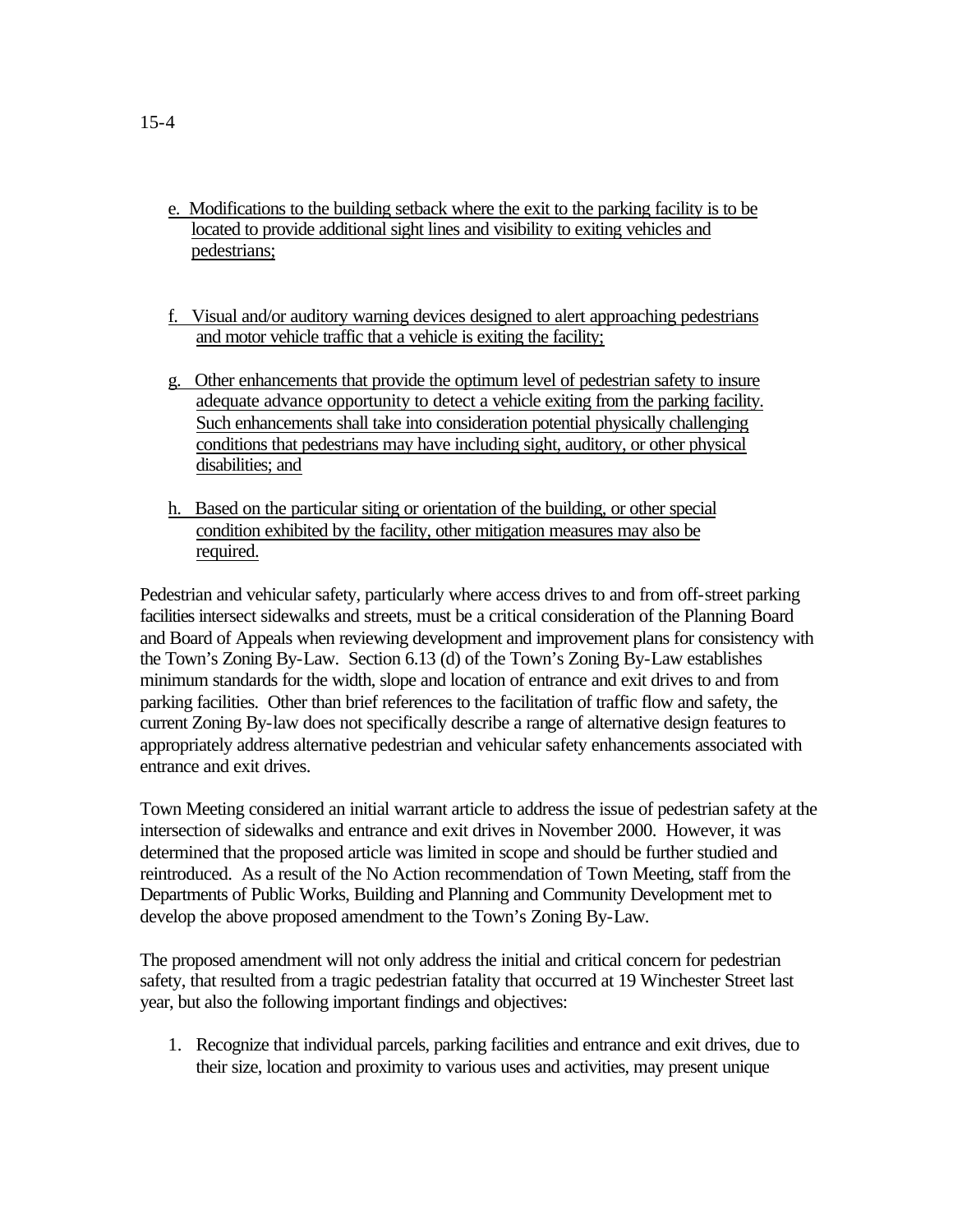e. Modifications to the building setback where the exit to the parking facility is to be located to provide additional sight lines and visibility to exiting vehicles and pedestrians;

f. Visual and/or auditory warning devices designed to alert approaching pedestrians and motor vehicle traffic that a vehicle is exiting the facility;

g. Other enhancements that provide the optimum level of pedestrian safety to insure adequate advance opportunity to detect a vehicle exiting from the parking facility. Such enhancements shall take into consideration potential physically challenging conditions that pedestrians may have including sight, auditory, or other physical disabilities; and

h. Based on the particular siting or orientation of the building, or other special condition exhibited by the facility, other mitigation measures may also be required.

Pedestrian and vehicular safety, particularly where access drives to and from off-street parking facilities intersect sidewalks and streets, must be a critical consideration of the Planning Board and Board of Appeals when reviewing development and improvement plans for consistency with the Town's Zoning By-Law. Section 6.13 (d) of the Town's Zoning By-Law establishes minimum standards for the width, slope and location of entrance and exit drives to and from parking facilities. Other than brief references to the facilitation of traffic flow and safety, the current Zoning By-law does not specifically describe a range of alternative design features to appropriately address alternative pedestrian and vehicular safety enhancements associated with entrance and exit drives.

Town Meeting considered an initial warrant article to address the issue of pedestrian safety at the intersection of sidewalks and entrance and exit drives in November 2000. However, it was determined that the proposed article was limited in scope and should be further studied and reintroduced. As a result of the No Action recommendation of Town Meeting, staff from the Departments of Public Works, Building and Planning and Community Development met to develop the above proposed amendment to the Town's Zoning By-Law.

The proposed amendment will not only address the initial and critical concern for pedestrian safety, that resulted from a tragic pedestrian fatality that occurred at 19 Winchester Street last year, but also the following important findings and objectives:

1. Recognize that individual parcels, parking facilities and entrance and exit drives, due to their size, location and proximity to various uses and activities, may present unique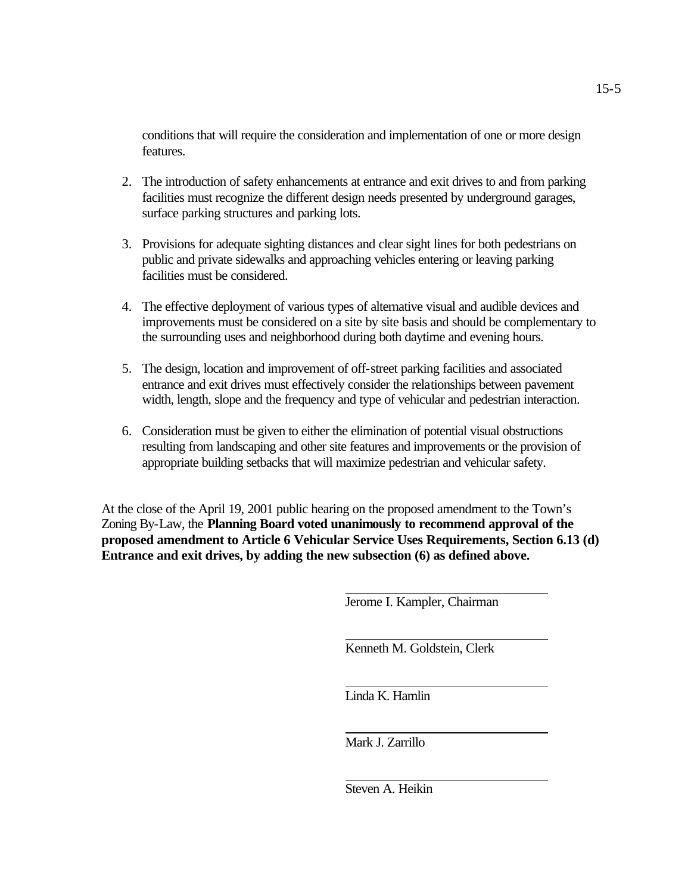conditions that will require the consideration and implementation of one or more design features.

2. The introduction of safety enhancements at entrance and exit drives to and from parking facilities must recognize the different design needs presented by underground garages, surface parking structures and parking lots.

3. Provisions for adequate sighting distances and clear sight lines for both pedestrians on public and private sidewalks and approaching vehicles entering or leaving parking facilities must be considered.

4. The effective deployment of various types of alternative visual and audible devices and improvements must be considered on a site by site basis and should be complementary to the surrounding uses and neighborhood during both daytime and evening hours.

5. The design, location and improvement of off-street parking facilities and associated entrance and exit drives must effectively consider the relationships between pavement width, length, slope and the frequency and type of vehicular and pedestrian interaction.

6. Consideration must be given to either the elimination of potential visual obstructions resulting from landscaping and other site features and improvements or the provision of appropriate building setbacks that will maximize pedestrian and vehicular safety.

At the close of the April 19, 2001 public hearing on the proposed amendment to the Town's Zoning By-Law, the **Planning Board voted unanimously to recommend approval of the proposed amendment to Article 6 Vehicular Service Uses Requirements, Section 6.13 (d) Entrance and exit drives, by adding the new subsection (6) as defined above.**

Jerome I. Kampler, Chairman

Kenneth M. Goldstein, Clerk

Linda K. Hamlin

Mark J. Zarrillo

Steven A. Heikin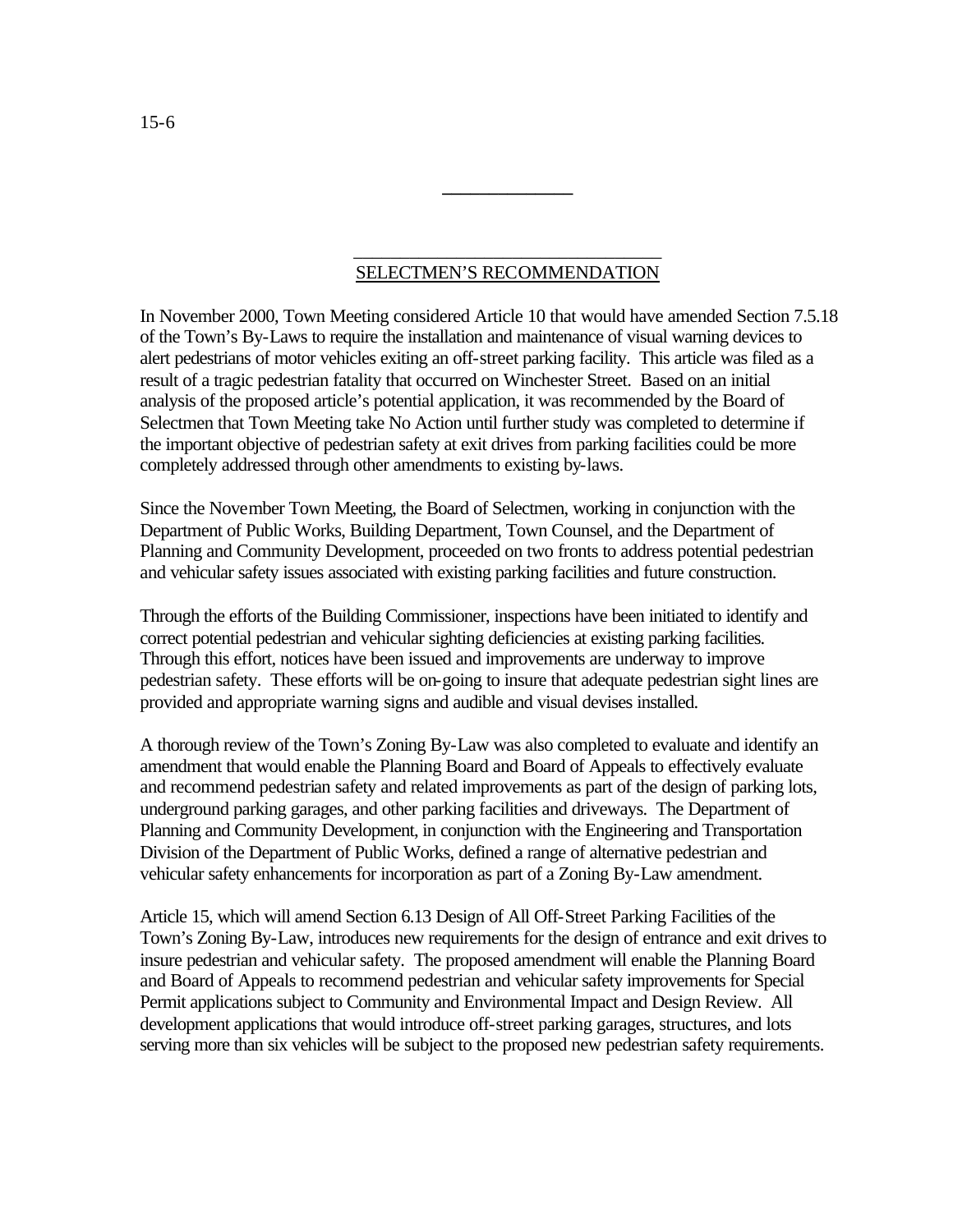## SELECTMEN'S RECOMMENDATION

In November 2000, Town Meeting considered Article 10 that would have amended Section 7.5.18 of the Town's By-Laws to require the installation and maintenance of visual warning devices to alert pedestrians of motor vehicles exiting an off-street parking facility. This article was filed as a result of a tragic pedestrian fatality that occurred on Winchester Street. Based on an initial analysis of the proposed article's potential application, it was recommended by the Board of Selectmen that Town Meeting take No Action until further study was completed to determine if the important objective of pedestrian safety at exit drives from parking facilities could be more completely addressed through other amendments to existing by-laws.

Since the November Town Meeting, the Board of Selectmen, working in conjunction with the Department of Public Works, Building Department, Town Counsel, and the Department of Planning and Community Development, proceeded on two fronts to address potential pedestrian and vehicular safety issues associated with existing parking facilities and future construction.

Through the efforts of the Building Commissioner, inspections have been initiated to identify and correct potential pedestrian and vehicular sighting deficiencies at existing parking facilities. Through this effort, notices have been issued and improvements are underway to improve pedestrian safety. These efforts will be on-going to insure that adequate pedestrian sight lines are provided and appropriate warning signs and audible and visual devises installed.

A thorough review of the Town's Zoning By-Law was also completed to evaluate and identify an amendment that would enable the Planning Board and Board of Appeals to effectively evaluate and recommend pedestrian safety and related improvements as part of the design of parking lots, underground parking garages, and other parking facilities and driveways. The Department of Planning and Community Development, in conjunction with the Engineering and Transportation Division of the Department of Public Works, defined a range of alternative pedestrian and vehicular safety enhancements for incorporation as part of a Zoning By-Law amendment.

Article 15, which will amend Section 6.13 Design of All Off-Street Parking Facilities of the Town's Zoning By-Law, introduces new requirements for the design of entrance and exit drives to insure pedestrian and vehicular safety. The proposed amendment will enable the Planning Board and Board of Appeals to recommend pedestrian and vehicular safety improvements for Special Permit applications subject to Community and Environmental Impact and Design Review. All development applications that would introduce off-street parking garages, structures, and lots serving more than six vehicles will be subject to the proposed new pedestrian safety requirements.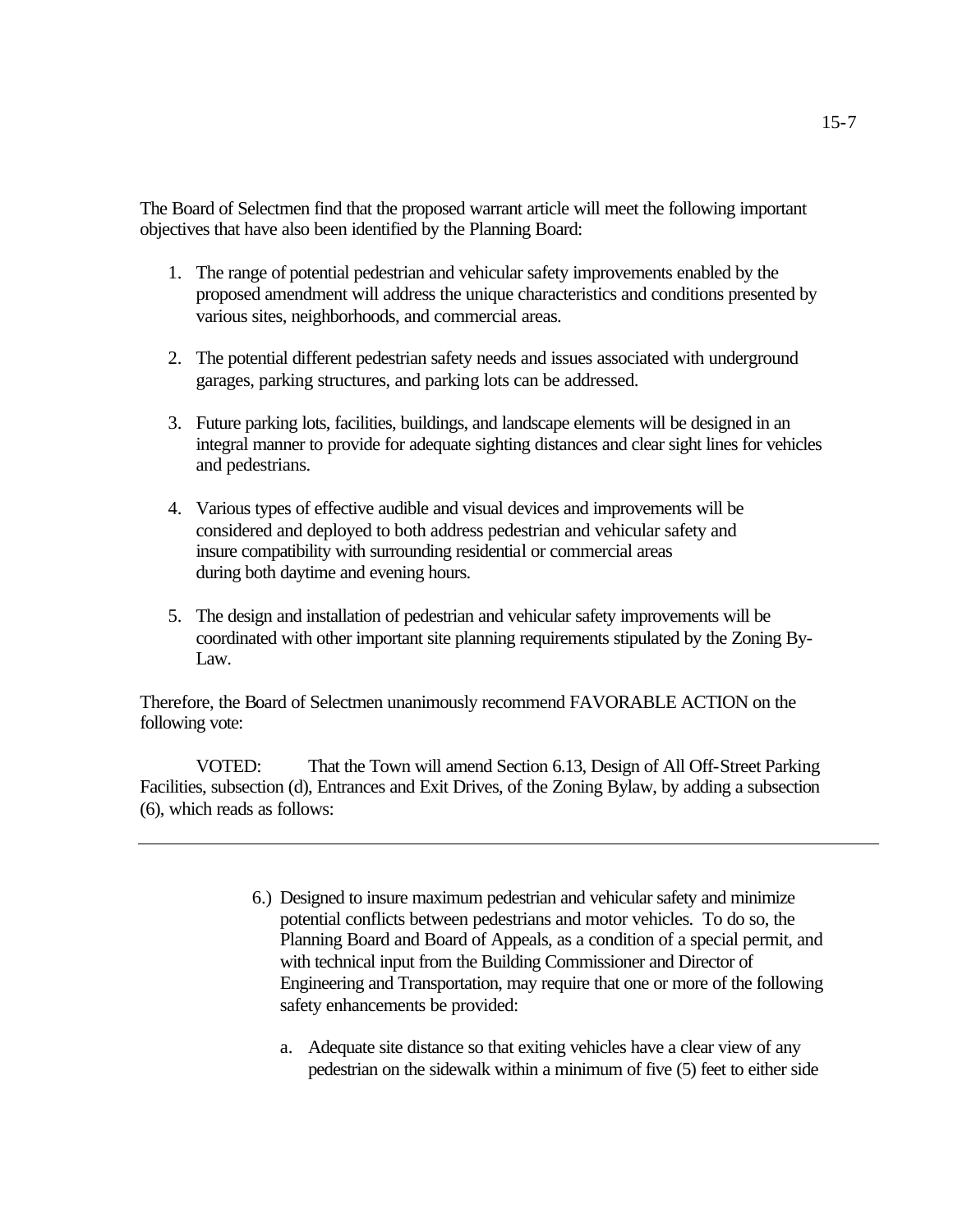The Board of Selectmen find that the proposed warrant article will meet the following important objectives that have also been identified by the Planning Board:

1. The range of potential pedestrian and vehicular safety improvements enabled by the proposed amendment will address the unique characteristics and conditions presented by various sites, neighborhoods, and commercial areas.

2. The potential different pedestrian safety needs and issues associated with underground garages, parking structures, and parking lots can be addressed.

3. Future parking lots, facilities, buildings, and landscape elements will be designed in an integral manner to provide for adequate sighting distances and clear sight lines for vehicles and pedestrians.

4. Various types of effective audible and visual devices and improvements will be considered and deployed to both address pedestrian and vehicular safety and insure compatibility with surrounding residential or commercial areas during both daytime and evening hours.

5. The design and installation of pedestrian and vehicular safety improvements will be coordinated with other important site planning requirements stipulated by the Zoning By-Law.

Therefore, the Board of Selectmen unanimously recommend FAVORABLE ACTION on the following vote:

VOTED: That the Town will amend Section 6.13, Design of All Off-Street Parking Facilities, subsection (d), Entrances and Exit Drives, of the Zoning Bylaw, by adding a subsection (6), which reads as follows:

---

6.) Designed to insure maximum pedestrian and vehicular safety and minimize potential conflicts between pedestrians and motor vehicles. To do so, the Planning Board and Board of Appeals, as a condition of a special permit, and with technical input from the Building Commissioner and Director of Engineering and Transportation, may require that one or more of the following safety enhancements be provided:

   a. Adequate site distance so that exiting vehicles have a clear view of any pedestrian on the sidewalk within a minimum of five (5) feet to either side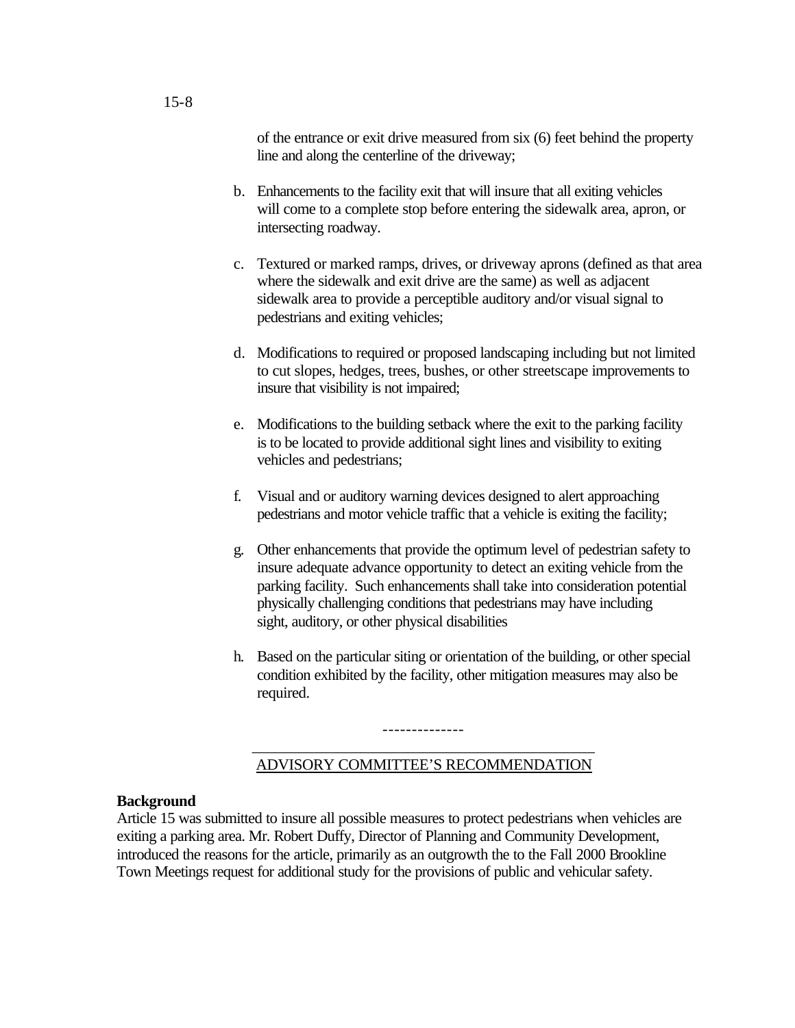of the entrance or exit drive measured from six (6) feet behind the property line and along the centerline of the driveway;

b. Enhancements to the facility exit that will insure that all exiting vehicles will come to a complete stop before entering the sidewalk area, apron, or intersecting roadway.

c. Textured or marked ramps, drives, or driveway aprons (defined as that area where the sidewalk and exit drive are the same) as well as adjacent sidewalk area to provide a perceptible auditory and/or visual signal to pedestrians and exiting vehicles;

d. Modifications to required or proposed landscaping including but not limited to cut slopes, hedges, trees, bushes, or other streetscape improvements to insure that visibility is not impaired;

e. Modifications to the building setback where the exit to the parking facility is to be located to provide additional sight lines and visibility to exiting vehicles and pedestrians;

f. Visual and or auditory warning devices designed to alert approaching pedestrians and motor vehicle traffic that a vehicle is exiting the facility;

g. Other enhancements that provide the optimum level of pedestrian safety to insure adequate advance opportunity to detect an exiting vehicle from the parking facility. Such enhancements shall take into consideration potential physically challenging conditions that pedestrians may have including sight, auditory, or other physical disabilities

h. Based on the particular siting or orientation of the building, or other special condition exhibited by the facility, other mitigation measures may also be required.

--------------

## ADVISORY COMMITTEE'S RECOMMENDATION

**Background**

Article 15 was submitted to insure all possible measures to protect pedestrians when vehicles are exiting a parking area. Mr. Robert Duffy, Director of Planning and Community Development, introduced the reasons for the article, primarily as an outgrowth the to the Fall 2000 Brookline Town Meetings request for additional study for the provisions of public and vehicular safety.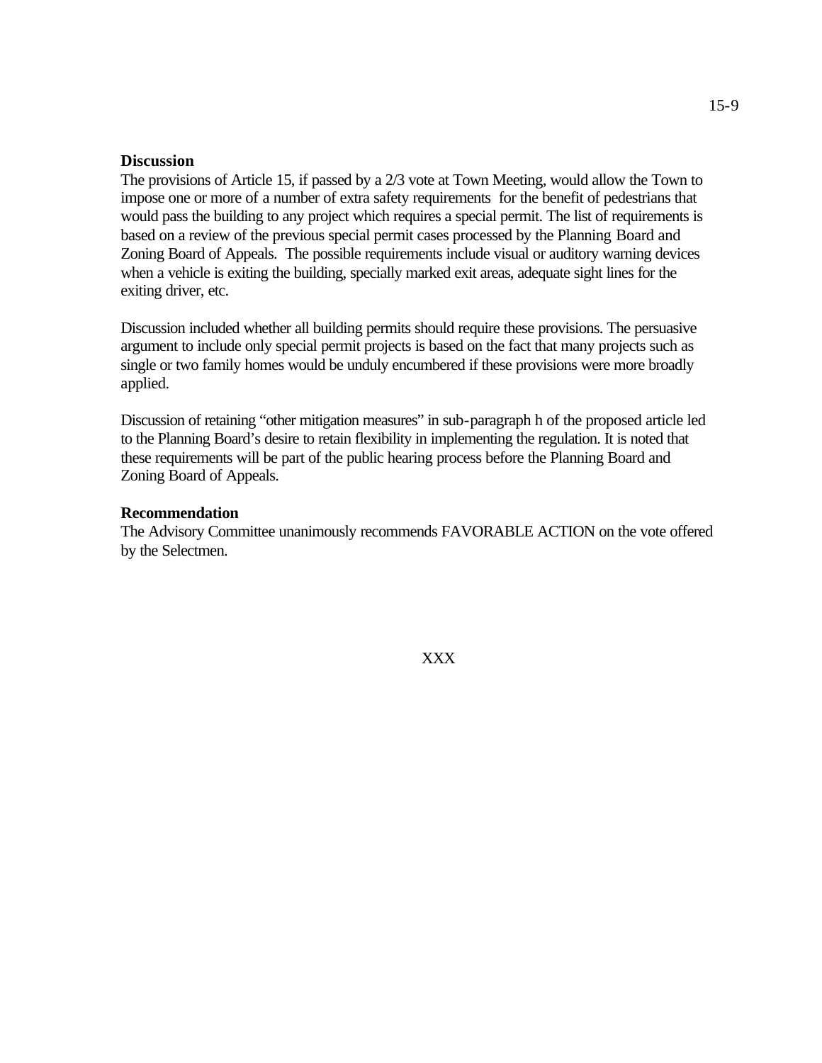**Discussion**

The provisions of Article 15, if passed by a 2/3 vote at Town Meeting, would allow the Town to impose one or more of a number of extra safety requirements for the benefit of pedestrians that would pass the building to any project which requires a special permit. The list of requirements is based on a review of the previous special permit cases processed by the Planning Board and Zoning Board of Appeals. The possible requirements include visual or auditory warning devices when a vehicle is exiting the building, specially marked exit areas, adequate sight lines for the exiting driver, etc.

Discussion included whether all building permits should require these provisions. The persuasive argument to include only special permit projects is based on the fact that many projects such as single or two family homes would be unduly encumbered if these provisions were more broadly applied.

Discussion of retaining "other mitigation measures" in sub-paragraph h of the proposed article led to the Planning Board's desire to retain flexibility in implementing the regulation. It is noted that these requirements will be part of the public hearing process before the Planning Board and Zoning Board of Appeals.

**Recommendation**

The Advisory Committee unanimously recommends FAVORABLE ACTION on the vote offered by the Selectmen.

XXX